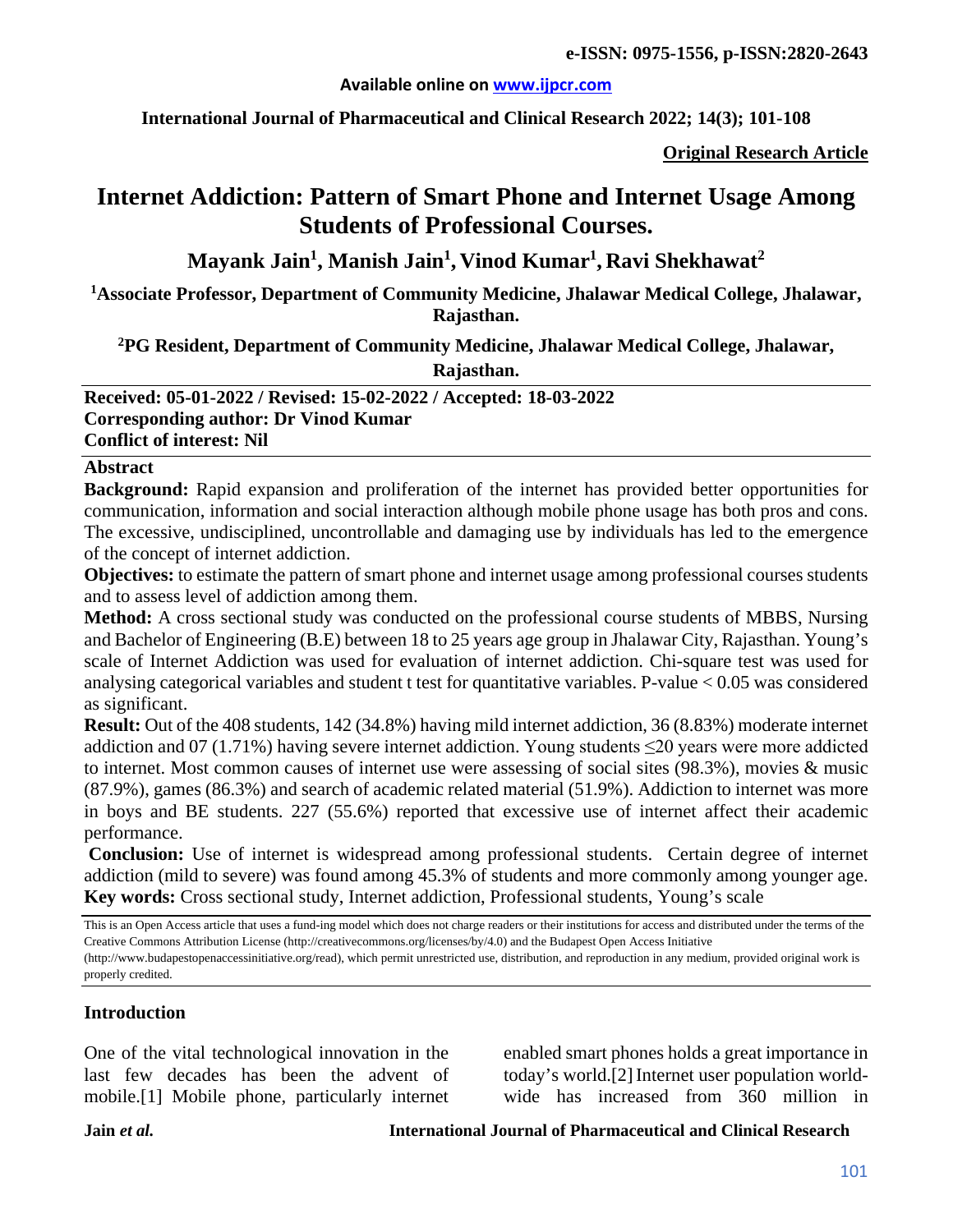**Original Research Article**

# Internet Addiction: Pattern of Smart Phone and Internet Usage Among Students of Professional Courses.

**Mayank Jain[1], Manish Jain[1], Vinod Kumar[1], Ravi Shekhawat[2]**

**[1]Associate Professor, Department of Community Medicine, Jhalawar Medical College, Jhalawar, Rajasthan.**

**[2]PG Resident, Department of Community Medicine, Jhalawar Medical College, Jhalawar, Rajasthan.**

**Received: 05-01-2022 / Revised: 15-02-2022 / Accepted: 18-03-2022**
**Corresponding author: Dr Vinod Kumar**
**Conflict of interest: Nil**

## Abstract

**Background:** Rapid expansion and proliferation of the internet has provided better opportunities for communication, information and social interaction although mobile phone usage has both pros and cons. The excessive, undisciplined, uncontrollable and damaging use by individuals has led to the emergence of the concept of internet addiction.

**Objectives:** to estimate the pattern of smart phone and internet usage among professional courses students and to assess level of addiction among them.

**Method:** A cross sectional study was conducted on the professional course students of MBBS, Nursing and Bachelor of Engineering (B.E) between 18 to 25 years age group in Jhalawar City, Rajasthan. Young's scale of Internet Addiction was used for evaluation of internet addiction. Chi-square test was used for analysing categorical variables and student t test for quantitative variables. P-value $< 0.05$ was considered as significant.

**Result:** Out of the 408 students, 142 (34.8%) having mild internet addiction, 36 (8.83%) moderate internet addiction and 07 (1.71%) having severe internet addiction. Young students $\leq 20$ years were more addicted to internet. Most common causes of internet use were assessing of social sites (98.3%), movies & music (87.9%), games (86.3%) and search of academic related material (51.9%). Addiction to internet was more in boys and BE students. 227 (55.6%) reported that excessive use of internet affect their academic performance.

**Conclusion:** Use of internet is widespread among professional students. Certain degree of internet addiction (mild to severe) was found among 45.3% of students and more commonly among younger age.

**Key words:** Cross sectional study, Internet addiction, Professional students, Young's scale

This is an Open Access article that uses a fund-ing model which does not charge readers or their institutions for access and distributed under the terms of the Creative Commons Attribution License (http://creativecommons.org/licenses/by/4.0) and the Budapest Open Access Initiative (http://www.budapestopenaccessinitiative.org/read), which permit unrestricted use, distribution, and reproduction in any medium, provided original work is properly credited.

## Introduction

One of the vital technological innovation in the last few decades has been the advent of mobile.[1] Mobile phone, particularly internet enabled smart phones holds a great importance in today's world.[2] Internet user population world-wide has increased from 360 million in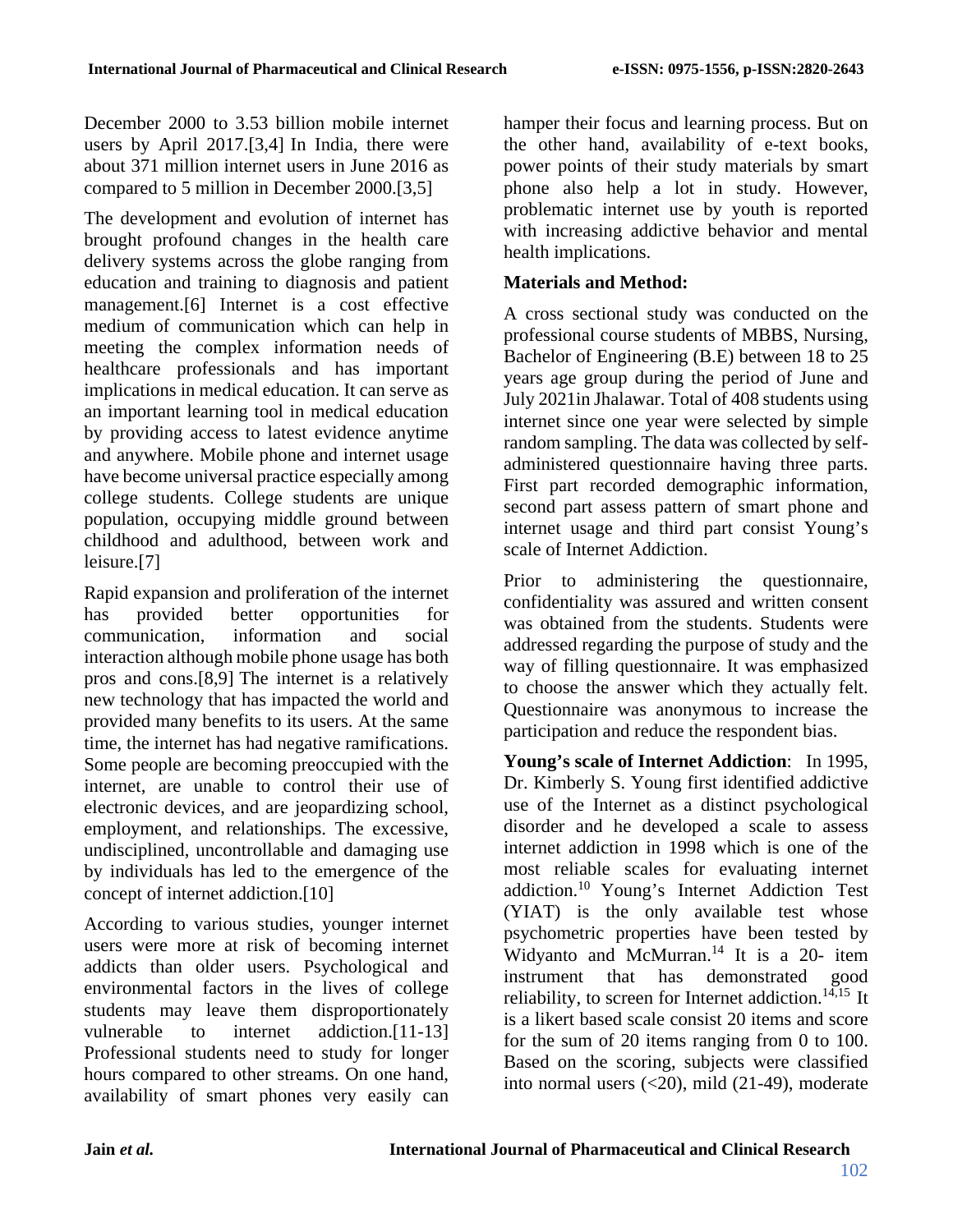December 2000 to 3.53 billion mobile internet users by April 2017.[3,4] In India, there were about 371 million internet users in June 2016 as compared to 5 million in December 2000.[3,5]

The development and evolution of internet has brought profound changes in the health care delivery systems across the globe ranging from education and training to diagnosis and patient management.[6] Internet is a cost effective medium of communication which can help in meeting the complex information needs of healthcare professionals and has important implications in medical education. It can serve as an important learning tool in medical education by providing access to latest evidence anytime and anywhere. Mobile phone and internet usage have become universal practice especially among college students. College students are unique population, occupying middle ground between childhood and adulthood, between work and leisure.[7]

Rapid expansion and proliferation of the internet has provided better opportunities for communication, information and social interaction although mobile phone usage has both pros and cons.[8,9] The internet is a relatively new technology that has impacted the world and provided many benefits to its users. At the same time, the internet has had negative ramifications. Some people are becoming preoccupied with the internet, are unable to control their use of electronic devices, and are jeopardizing school, employment, and relationships. The excessive, undisciplined, uncontrollable and damaging use by individuals has led to the emergence of the concept of internet addiction.[10]

According to various studies, younger internet users were more at risk of becoming internet addicts than older users. Psychological and environmental factors in the lives of college students may leave them disproportionately vulnerable to internet addiction.[11-13] Professional students need to study for longer hours compared to other streams. On one hand, availability of smart phones very easily can hamper their focus and learning process. But on the other hand, availability of e-text books, power points of their study materials by smart phone also help a lot in study. However, problematic internet use by youth is reported with increasing addictive behavior and mental health implications.

**Materials and Method:**

A cross sectional study was conducted on the professional course students of MBBS, Nursing, Bachelor of Engineering (B.E) between 18 to 25 years age group during the period of June and July 2021in Jhalawar. Total of 408 students using internet since one year were selected by simple random sampling. The data was collected by self-administered questionnaire having three parts. First part recorded demographic information, second part assess pattern of smart phone and internet usage and third part consist Young's scale of Internet Addiction.

Prior to administering the questionnaire, confidentiality was assured and written consent was obtained from the students. Students were addressed regarding the purpose of study and the way of filling questionnaire. It was emphasized to choose the answer which they actually felt. Questionnaire was anonymous to increase the participation and reduce the respondent bias.

**Young's scale of Internet Addiction**: In 1995, Dr. Kimberly S. Young first identified addictive use of the Internet as a distinct psychological disorder and he developed a scale to assess internet addiction in 1998 which is one of the most reliable scales for evaluating internet addiction.[10] Young's Internet Addiction Test (YIAT) is the only available test whose psychometric properties have been tested by Widyanto and McMurran.[14] It is a 20- item instrument that has demonstrated good reliability, to screen for Internet addiction.[14,15] It is a likert based scale consist 20 items and score for the sum of 20 items ranging from 0 to 100. Based on the scoring, subjects were classified into normal users (<20), mild (21-49), moderate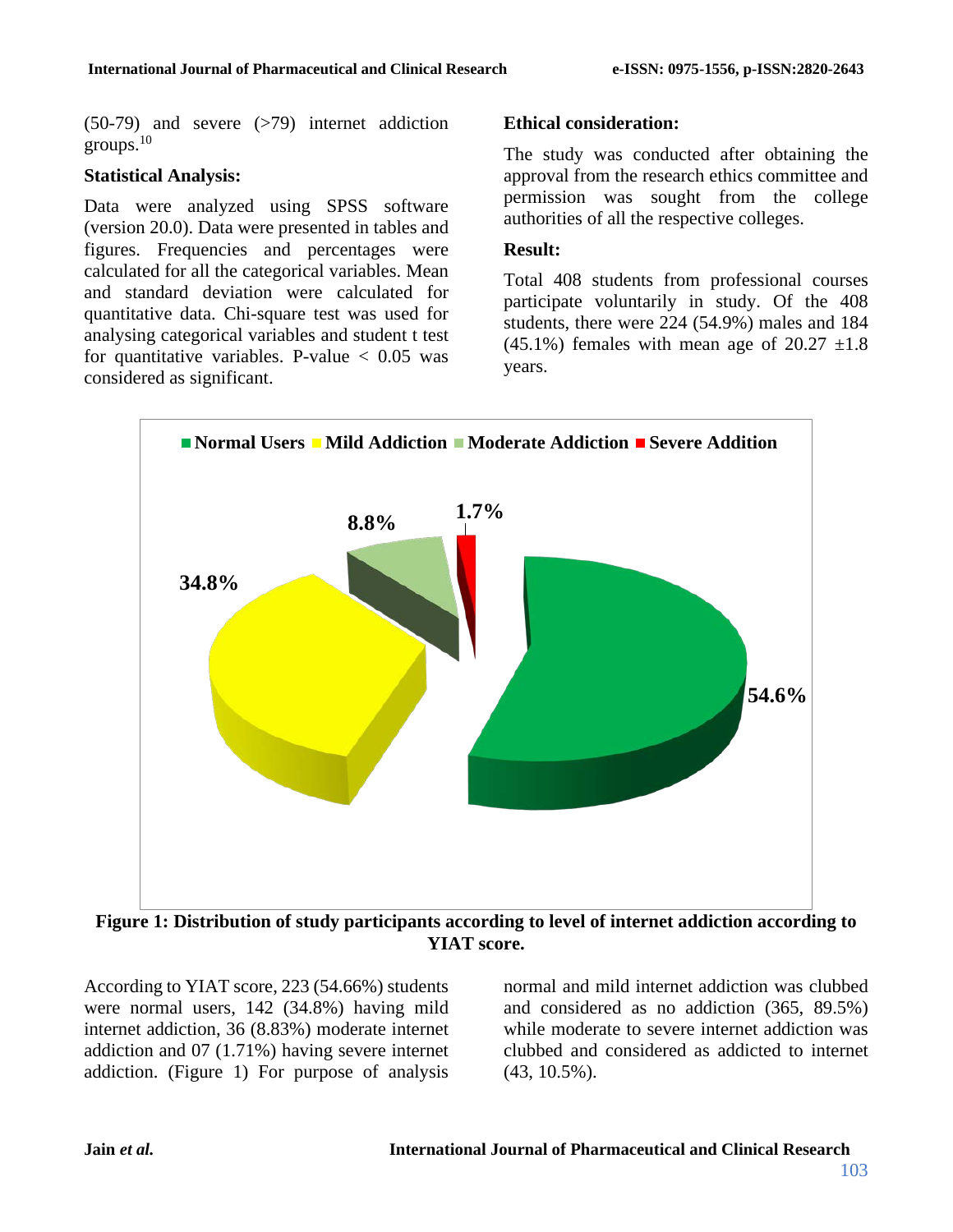(50-79) and severe (>79) internet addiction groups.[10]

### Statistical Analysis:

Data were analyzed using SPSS software (version 20.0). Data were presented in tables and figures. Frequencies and percentages were calculated for all the categorical variables. Mean and standard deviation were calculated for quantitative data. Chi-square test was used for analysing categorical variables and student t test for quantitative variables. P-value < 0.05 was considered as significant.

### Ethical consideration:

The study was conducted after obtaining the approval from the research ethics committee and permission was sought from the college authorities of all the respective colleges.

### Result:

Total 408 students from professional courses participate voluntarily in study. Of the 408 students, there were 224 (54.9%) males and 184 (45.1%) females with mean age of 20.27 ±1.8 years.

**Figure 1: Distribution of study participants according to level of internet addiction according to YIAT score.**

According to YIAT score, 223 (54.66%) students were normal users, 142 (34.8%) having mild internet addiction, 36 (8.83%) moderate internet addiction and 07 (1.71%) having severe internet addiction. (Figure 1) For purpose of analysis normal and mild internet addiction was clubbed and considered as no addiction (365, 89.5%) while moderate to severe internet addiction was clubbed and considered as addicted to internet (43, 10.5%).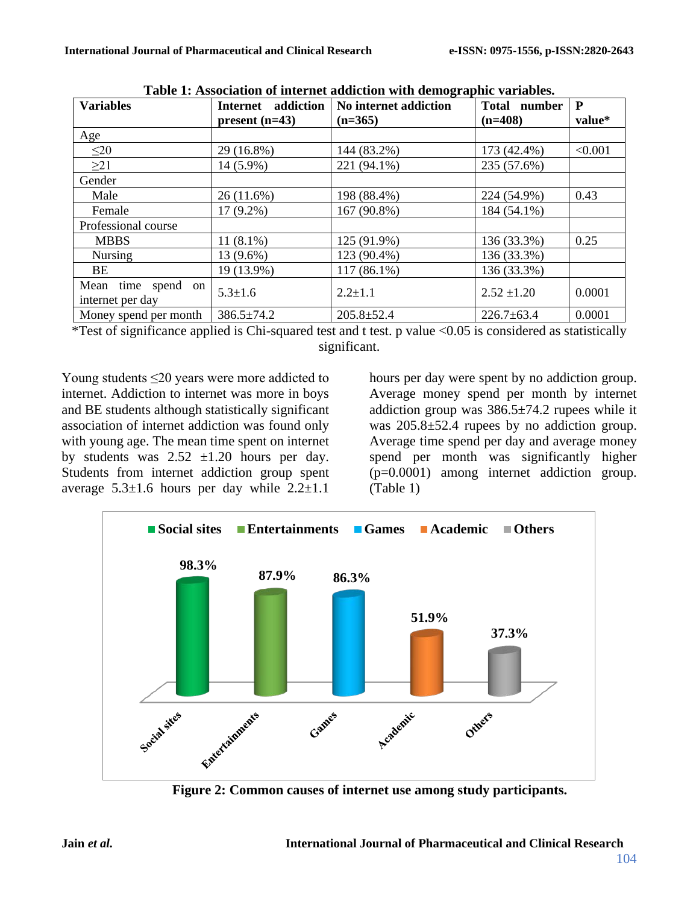**Table 1: Association of internet addiction with demographic variables.**

| Variables | Internet addiction present (n=43) | No internet addiction (n=365) | Total number (n=408) | P value* |
|---|---|---|---|---|
| Age | | | | |
| ≤20 | 29 (16.8%) | 144 (83.2%) | 173 (42.4%) | <0.001 |
| ≥21 | 14 (5.9%) | 221 (94.1%) | 235 (57.6%) | |
| Gender | | | | |
| Male | 26 (11.6%) | 198 (88.4%) | 224 (54.9%) | 0.43 |
| Female | 17 (9.2%) | 167 (90.8%) | 184 (54.1%) | |
| Professional course | | | | |
| MBBS | 11 (8.1%) | 125 (91.9%) | 136 (33.3%) | 0.25 |
| Nursing | 13 (9.6%) | 123 (90.4%) | 136 (33.3%) | |
| BE | 19 (13.9%) | 117 (86.1%) | 136 (33.3%) | |
| Mean time spend on internet per day | 5.3±1.6 | 2.2±1.1 | 2.52 ±1.20 | 0.0001 |
| Money spend per month | 386.5±74.2 | 205.8±52.4 | 226.7±63.4 | 0.0001 |

*Test of significance applied is Chi-squared test and t test. p value <0.05 is considered as statistically significant.

Young students ≤20 years were more addicted to internet. Addiction to internet was more in boys and BE students although statistically significant association of internet addiction was found only with young age. The mean time spent on internet by students was 2.52 ±1.20 hours per day. Students from internet addiction group spent average 5.3±1.6 hours per day while 2.2±1.1 hours per day were spent by no addiction group. Average money spend per month by internet addiction group was 386.5±74.2 rupees while it was 205.8±52.4 rupees by no addiction group. Average time spend per day and average money spend per month was significantly higher (p=0.0001) among internet addiction group. (Table 1)

**Figure 2: Common causes of internet use among study participants.**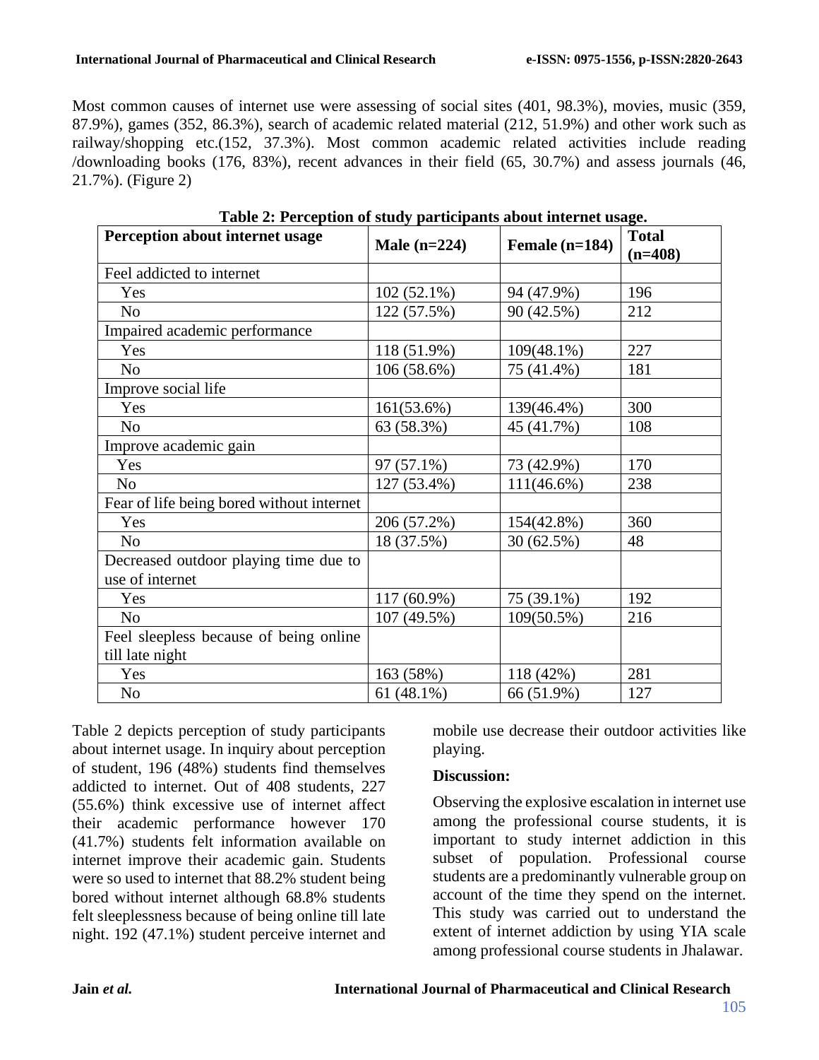Most common causes of internet use were assessing of social sites (401, 98.3%), movies, music (359, 87.9%), games (352, 86.3%), search of academic related material (212, 51.9%) and other work such as railway/shopping etc.(152, 37.3%). Most common academic related activities include reading /downloading books (176, 83%), recent advances in their field (65, 30.7%) and assess journals (46, 21.7%). (Figure 2)

**Table 2: Perception of study participants about internet usage.**

| Perception about internet usage | Male (n=224) | Female (n=184) | Total (n=408) |
|---|---|---|---|
| Feel addicted to internet | | | |
| Yes | 102 (52.1%) | 94 (47.9%) | 196 |
| No | 122 (57.5%) | 90 (42.5%) | 212 |
| Impaired academic performance | | | |
| Yes | 118 (51.9%) | 109(48.1%) | 227 |
| No | 106 (58.6%) | 75 (41.4%) | 181 |
| Improve social life | | | |
| Yes | 161(53.6%) | 139(46.4%) | 300 |
| No | 63 (58.3%) | 45 (41.7%) | 108 |
| Improve academic gain | | | |
| Yes | 97 (57.1%) | 73 (42.9%) | 170 |
| No | 127 (53.4%) | 111(46.6%) | 238 |
| Fear of life being bored without internet | | | |
| Yes | 206 (57.2%) | 154(42.8%) | 360 |
| No | 18 (37.5%) | 30 (62.5%) | 48 |
| Decreased outdoor playing time due to use of internet | | | |
| Yes | 117 (60.9%) | 75 (39.1%) | 192 |
| No | 107 (49.5%) | 109(50.5%) | 216 |
| Feel sleepless because of being online till late night | | | |
| Yes | 163 (58%) | 118 (42%) | 281 |
| No | 61 (48.1%) | 66 (51.9%) | 127 |

Table 2 depicts perception of study participants about internet usage. In inquiry about perception of student, 196 (48%) students find themselves addicted to internet. Out of 408 students, 227 (55.6%) think excessive use of internet affect their academic performance however 170 (41.7%) students felt information available on internet improve their academic gain. Students were so used to internet that 88.2% student being bored without internet although 68.8% students felt sleeplessness because of being online till late night. 192 (47.1%) student perceive internet and mobile use decrease their outdoor activities like playing.

## Discussion:

Observing the explosive escalation in internet use among the professional course students, it is important to study internet addiction in this subset of population. Professional course students are a predominantly vulnerable group on account of the time they spend on the internet. This study was carried out to understand the extent of internet addiction by using YIA scale among professional course students in Jhalawar.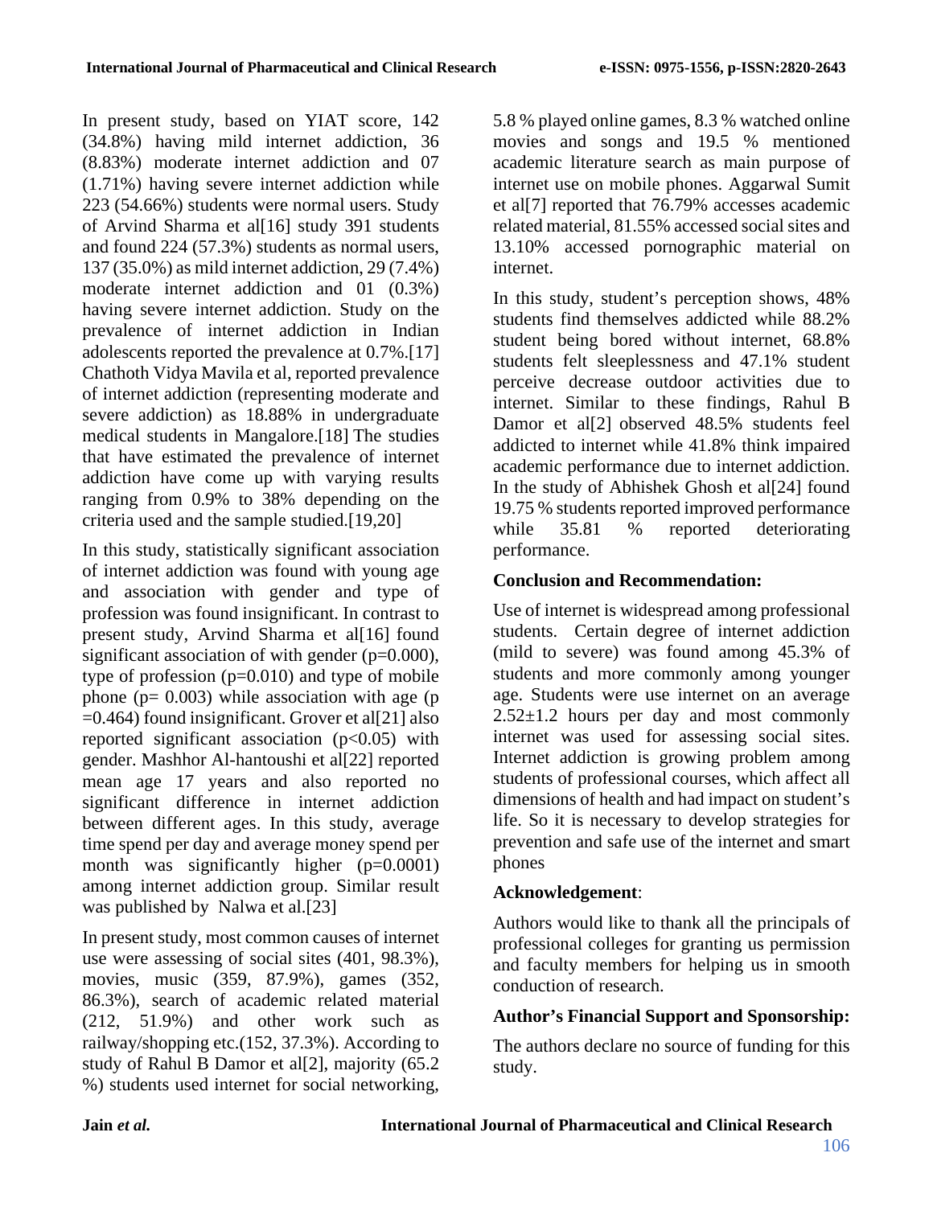In present study, based on YIAT score, 142 (34.8%) having mild internet addiction, 36 (8.83%) moderate internet addiction and 07 (1.71%) having severe internet addiction while 223 (54.66%) students were normal users. Study of Arvind Sharma et al[16] study 391 students and found 224 (57.3%) students as normal users, 137 (35.0%) as mild internet addiction, 29 (7.4%) moderate internet addiction and 01 (0.3%) having severe internet addiction. Study on the prevalence of internet addiction in Indian adolescents reported the prevalence at 0.7%.[17] Chathoth Vidya Mavila et al, reported prevalence of internet addiction (representing moderate and severe addiction) as 18.88% in undergraduate medical students in Mangalore.[18] The studies that have estimated the prevalence of internet addiction have come up with varying results ranging from 0.9% to 38% depending on the criteria used and the sample studied.[19,20]

In this study, statistically significant association of internet addiction was found with young age and association with gender and type of profession was found insignificant. In contrast to present study, Arvind Sharma et al[16] found significant association of with gender (p=0.000), type of profession (p=0.010) and type of mobile phone (p= 0.003) while association with age (p =0.464) found insignificant. Grover et al[21] also reported significant association (p<0.05) with gender. Mashhor Al-hantoushi et al[22] reported mean age 17 years and also reported no significant difference in internet addiction between different ages. In this study, average time spend per day and average money spend per month was significantly higher (p=0.0001) among internet addiction group. Similar result was published by Nalwa et al.[23]

In present study, most common causes of internet use were assessing of social sites (401, 98.3%), movies, music (359, 87.9%), games (352, 86.3%), search of academic related material (212, 51.9%) and other work such as railway/shopping etc.(152, 37.3%). According to study of Rahul B Damor et al[2], majority (65.2 %) students used internet for social networking, 5.8 % played online games, 8.3 % watched online movies and songs and 19.5 % mentioned academic literature search as main purpose of internet use on mobile phones. Aggarwal Sumit et al[7] reported that 76.79% accesses academic related material, 81.55% accessed social sites and 13.10% accessed pornographic material on internet.

In this study, student's perception shows, 48% students find themselves addicted while 88.2% student being bored without internet, 68.8% students felt sleeplessness and 47.1% student perceive decrease outdoor activities due to internet. Similar to these findings, Rahul B Damor et al[2] observed 48.5% students feel addicted to internet while 41.8% think impaired academic performance due to internet addiction. In the study of Abhishek Ghosh et al[24] found 19.75 % students reported improved performance while 35.81 % reported deteriorating performance.

## Conclusion and Recommendation:

Use of internet is widespread among professional students. Certain degree of internet addiction (mild to severe) was found among 45.3% of students and more commonly among younger age. Students were use internet on an average 2.52±1.2 hours per day and most commonly internet was used for assessing social sites. Internet addiction is growing problem among students of professional courses, which affect all dimensions of health and had impact on student's life. So it is necessary to develop strategies for prevention and safe use of the internet and smart phones

## Acknowledgement:

Authors would like to thank all the principals of professional colleges for granting us permission and faculty members for helping us in smooth conduction of research.

## Author's Financial Support and Sponsorship:

The authors declare no source of funding for this study.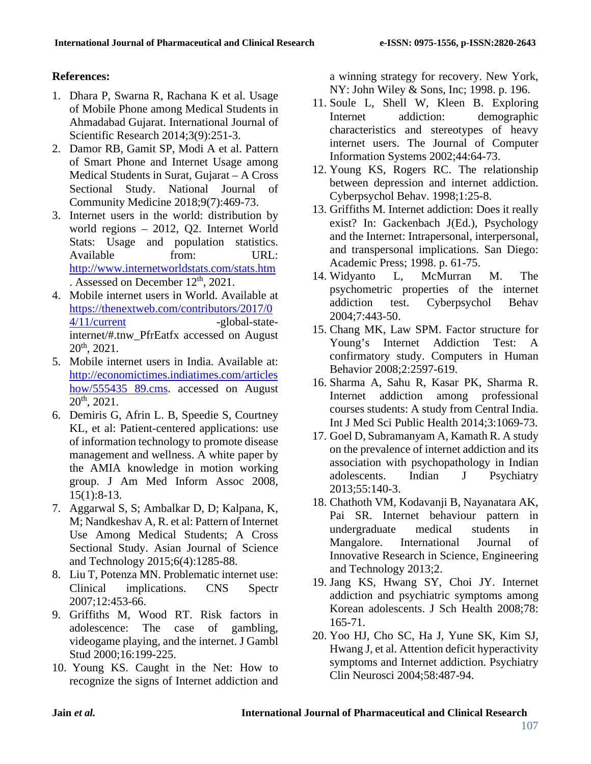**References:**

1. Dhara P, Swarna R, Rachana K et al. Usage of Mobile Phone among Medical Students in Ahmadabad Gujarat. International Journal of Scientific Research 2014;3(9):251-3.
2. Damor RB, Gamit SP, Modi A et al. Pattern of Smart Phone and Internet Usage among Medical Students in Surat, Gujarat – A Cross Sectional Study. National Journal of Community Medicine 2018;9(7):469-73.
3. Internet users in the world: distribution by world regions – 2012, Q2. Internet World Stats: Usage and population statistics. Available from: URL: http://www.internetworldstats.com/stats.htm . Assessed on December 12th, 2021.
4. Mobile internet users in World. Available at https://thenextweb.com/contributors/2017/04/11/current -global-state-internet/#.tnw_PfrEatfx accessed on August 20th, 2021.
5. Mobile internet users in India. Available at: http://economictimes.indiatimes.com/articleshow/555435 89.cms. accessed on August 20th, 2021.
6. Demiris G, Afrin L. B, Speedie S, Courtney KL, et al: Patient-centered applications: use of information technology to promote disease management and wellness. A white paper by the AMIA knowledge in motion working group. J Am Med Inform Assoc 2008, 15(1):8-13.
7. Aggarwal S, S; Ambalkar D, D; Kalpana, K, M; Nandkeshav A, R. et al: Pattern of Internet Use Among Medical Students; A Cross Sectional Study. Asian Journal of Science and Technology 2015;6(4):1285-88.
8. Liu T, Potenza MN. Problematic internet use: Clinical implications. CNS Spectr 2007;12:453-66.
9. Griffiths M, Wood RT. Risk factors in adolescence: The case of gambling, videogame playing, and the internet. J Gambl Stud 2000;16:199-225.
10. Young KS. Caught in the Net: How to recognize the signs of Internet addiction and a winning strategy for recovery. New York, NY: John Wiley & Sons, Inc; 1998. p. 196.
11. Soule L, Shell W, Kleen B. Exploring Internet addiction: demographic characteristics and stereotypes of heavy internet users. The Journal of Computer Information Systems 2002;44:64-73.
12. Young KS, Rogers RC. The relationship between depression and internet addiction. Cyberpsychol Behav. 1998;1:25-8.
13. Griffiths M. Internet addiction: Does it really exist? In: Gackenbach J(Ed.), Psychology and the Internet: Intrapersonal, interpersonal, and transpersonal implications. San Diego: Academic Press; 1998. p. 61-75.
14. Widyanto L, McMurran M. The psychometric properties of the internet addiction test. Cyberpsychol Behav 2004;7:443-50.
15. Chang MK, Law SPM. Factor structure for Young's Internet Addiction Test: A confirmatory study. Computers in Human Behavior 2008;2:2597-619.
16. Sharma A, Sahu R, Kasar PK, Sharma R. Internet addiction among professional courses students: A study from Central India. Int J Med Sci Public Health 2014;3:1069-73.
17. Goel D, Subramanyam A, Kamath R. A study on the prevalence of internet addiction and its association with psychopathology in Indian adolescents. Indian J Psychiatry 2013;55:140-3.
18. Chathoth VM, Kodavanji B, Nayanatara AK, Pai SR. Internet behaviour pattern in undergraduate medical students in Mangalore. International Journal of Innovative Research in Science, Engineering and Technology 2013;2.
19. Jang KS, Hwang SY, Choi JY. Internet addiction and psychiatric symptoms among Korean adolescents. J Sch Health 2008;78: 165-71.
20. Yoo HJ, Cho SC, Ha J, Yune SK, Kim SJ, Hwang J, et al. Attention deficit hyperactivity symptoms and Internet addiction. Psychiatry Clin Neurosci 2004;58:487-94.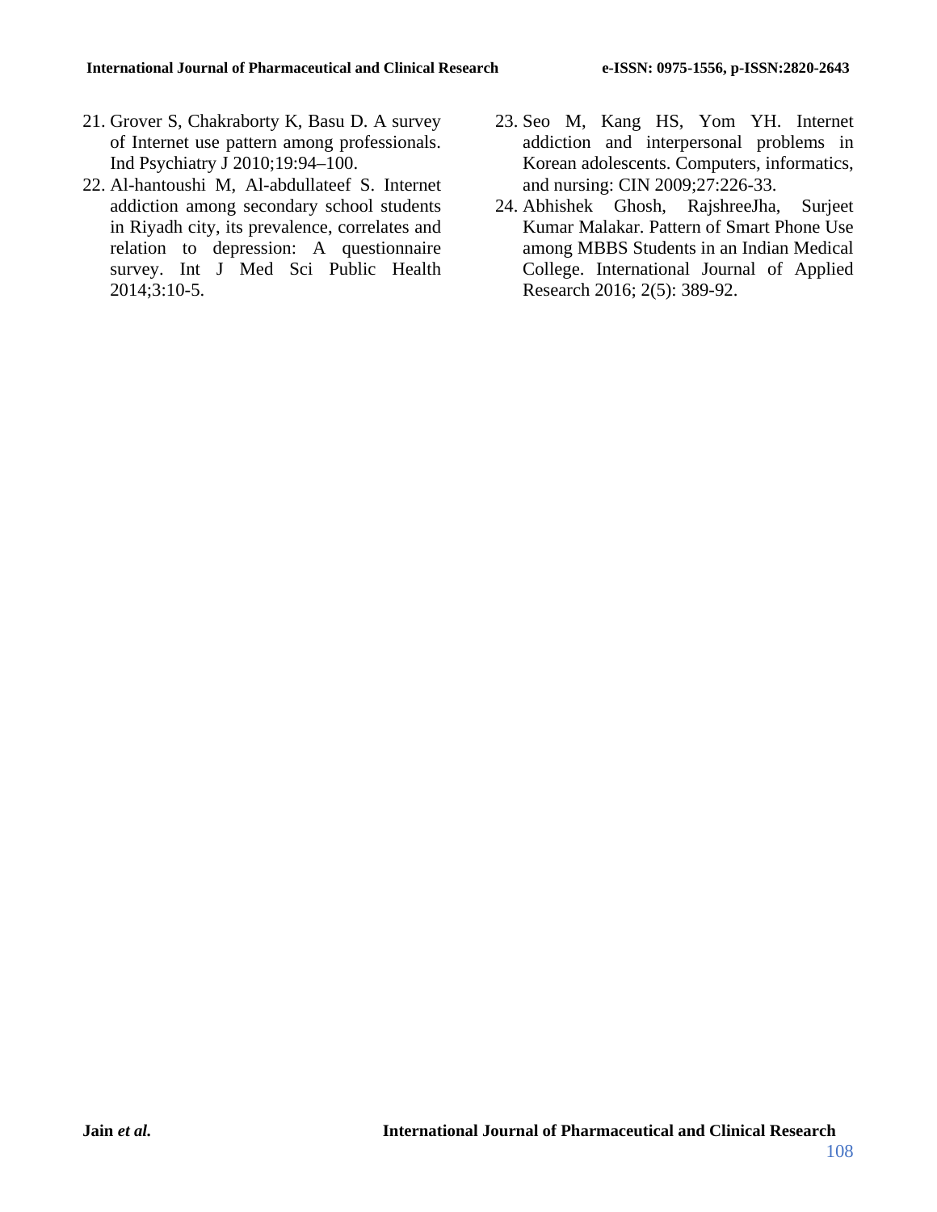21. Grover S, Chakraborty K, Basu D. A survey of Internet use pattern among professionals. Ind Psychiatry J 2010;19:94–100.
22. Al-hantoushi M, Al-abdullateef S. Internet addiction among secondary school students in Riyadh city, its prevalence, correlates and relation to depression: A questionnaire survey. Int J Med Sci Public Health 2014;3:10-5.
23. Seo M, Kang HS, Yom YH. Internet addiction and interpersonal problems in Korean adolescents. Computers, informatics, and nursing: CIN 2009;27:226-33.
24. Abhishek Ghosh, RajshreeJha, Surjeet Kumar Malakar. Pattern of Smart Phone Use among MBBS Students in an Indian Medical College. International Journal of Applied Research 2016; 2(5): 389-92.